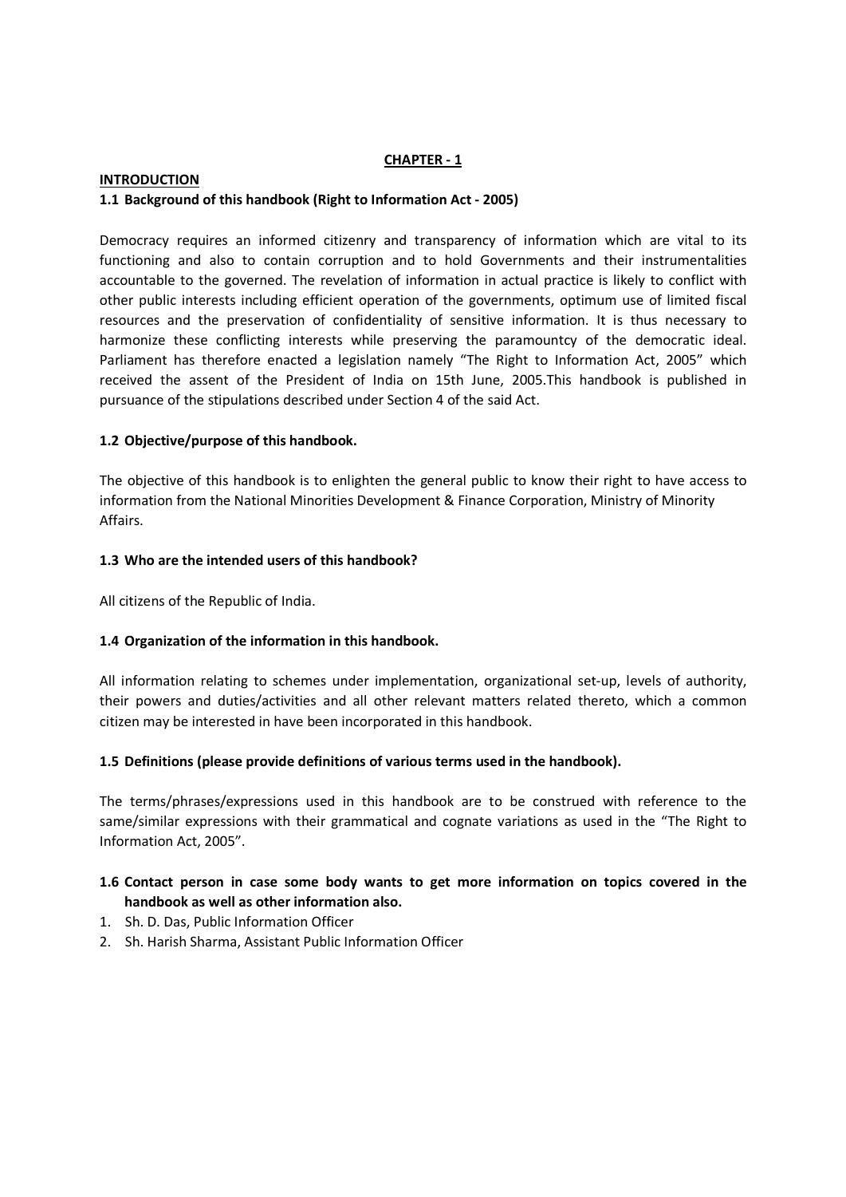# CHAPTER - 1

## INTRODUCTION

### 1.1 Background of this handbook (Right to Information Act - 2005)

Democracy requires an informed citizenry and transparency of information which are vital to its functioning and also to contain corruption and to hold Governments and their instrumentalities accountable to the governed. The revelation of information in actual practice is likely to conflict with other public interests including efficient operation of the governments, optimum use of limited fiscal resources and the preservation of confidentiality of sensitive information. It is thus necessary to harmonize these conflicting interests while preserving the paramountcy of the democratic ideal. Parliament has therefore enacted a legislation namely "The Right to Information Act, 2005" which received the assent of the President of India on 15th June, 2005.This handbook is published in pursuance of the stipulations described under Section 4 of the said Act.

### 1.2 Objective/purpose of this handbook.

The objective of this handbook is to enlighten the general public to know their right to have access to information from the National Minorities Development & Finance Corporation, Ministry of Minority Affairs.

### 1.3 Who are the intended users of this handbook?

All citizens of the Republic of India.

### 1.4 Organization of the information in this handbook.

All information relating to schemes under implementation, organizational set-up, levels of authority, their powers and duties/activities and all other relevant matters related thereto, which a common citizen may be interested in have been incorporated in this handbook.

### 1.5 Definitions (please provide definitions of various terms used in the handbook).

The terms/phrases/expressions used in this handbook are to be construed with reference to the same/similar expressions with their grammatical and cognate variations as used in the "The Right to Information Act, 2005".

### 1.6 Contact person in case some body wants to get more information on topics covered in the handbook as well as other information also.

1. Sh. D. Das, Public Information Officer
2. Sh. Harish Sharma, Assistant Public Information Officer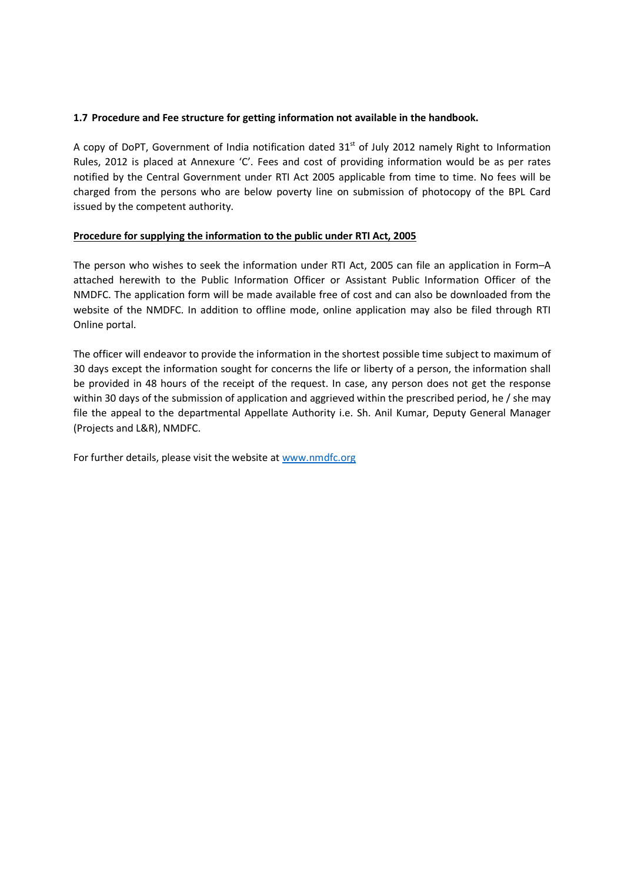### 1.7 Procedure and Fee structure for getting information not available in the handbook.

A copy of DoPT, Government of India notification dated 31st of July 2012 namely Right to Information Rules, 2012 is placed at Annexure 'C'. Fees and cost of providing information would be as per rates notified by the Central Government under RTI Act 2005 applicable from time to time. No fees will be charged from the persons who are below poverty line on submission of photocopy of the BPL Card issued by the competent authority.

**<u>Procedure for supplying the information to the public under RTI Act, 2005</u>**

The person who wishes to seek the information under RTI Act, 2005 can file an application in Form–A attached herewith to the Public Information Officer or Assistant Public Information Officer of the NMDFC. The application form will be made available free of cost and can also be downloaded from the website of the NMDFC. In addition to offline mode, online application may also be filed through RTI Online portal.

The officer will endeavor to provide the information in the shortest possible time subject to maximum of 30 days except the information sought for concerns the life or liberty of a person, the information shall be provided in 48 hours of the receipt of the request. In case, any person does not get the response within 30 days of the submission of application and aggrieved within the prescribed period, he / she may file the appeal to the departmental Appellate Authority i.e. Sh. Anil Kumar, Deputy General Manager (Projects and L&R), NMDFC.

For further details, please visit the website at [www.nmdfc.org](http://www.nmdfc.org)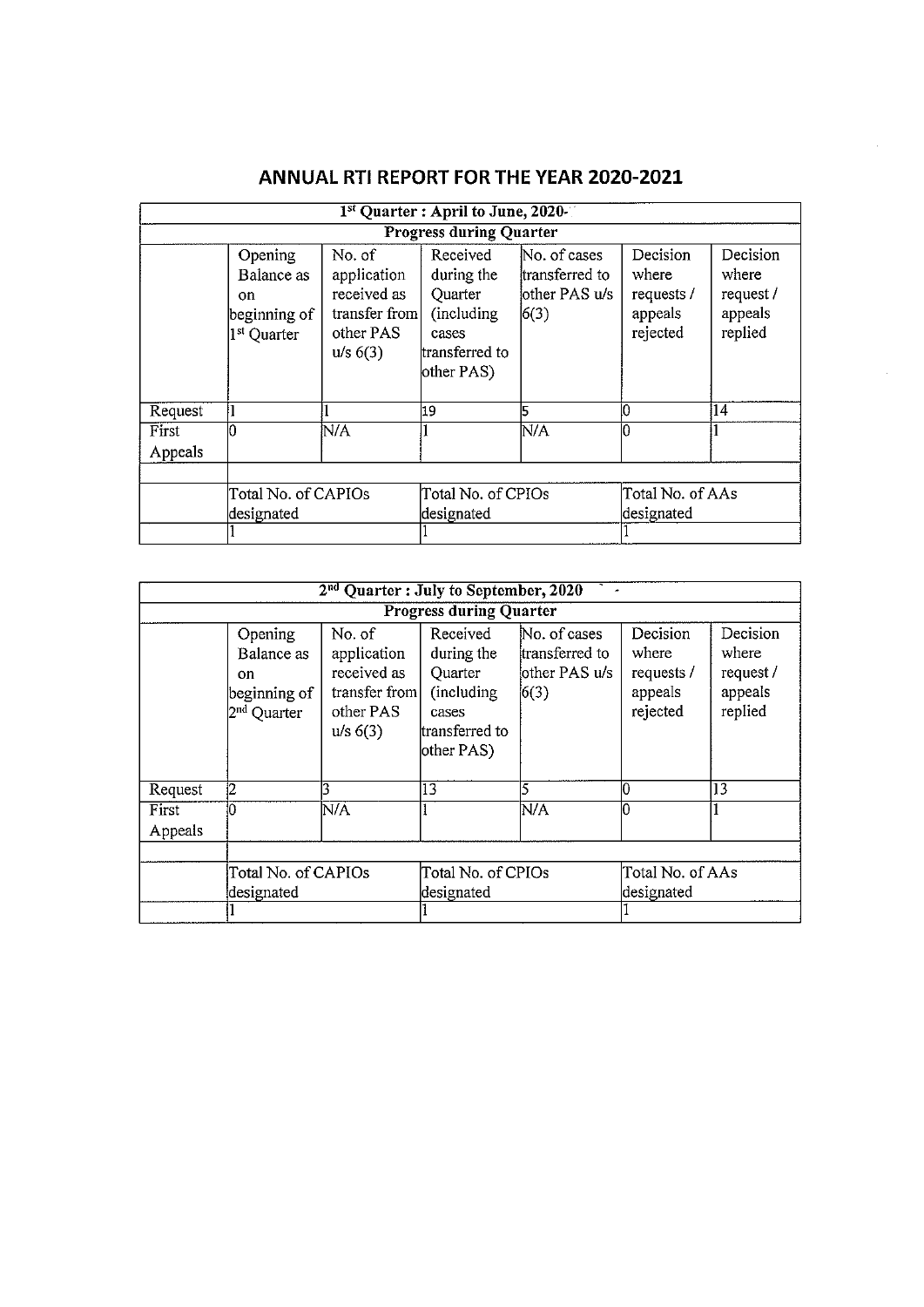# ANNUAL RTI REPORT FOR THE YEAR 2020-2021

| 1st Quarter : April to June, 2020- | | | | | | |
|---|---|---|---|---|---|---|
| **Progress during Quarter** | | | | | | |
| | Opening Balance as on beginning of 1st Quarter | No. of application received as transfer from other PAS u/s 6(3) | Received during the Quarter (including cases transferred to other PAS) | No. of cases transferred to other PAS u/s 6(3) | Decision where requests / appeals rejected | Decision where request / appeals replied |
| Request | 1 | 1 | 19 | 5 | 0 | 14 |
| First Appeals | 0 | N/A | 1 | N/A | 0 | 1 |
| | | | | | | |
| | Total No. of CAPIOs designated | | Total No. of CPIOs designated | | Total No. of AAs designated | |
| | 1 | | 1 | | 1 | |

| 2nd Quarter : July to September, 2020 | | | | | | |
|---|---|---|---|---|---|---|
| **Progress during Quarter** | | | | | | |
| | Opening Balance as on beginning of 2nd Quarter | No. of application received as transfer from other PAS u/s 6(3) | Received during the Quarter (including cases transferred to other PAS) | No. of cases transferred to other PAS u/s 6(3) | Decision where requests / appeals rejected | Decision where request / appeals replied |
| Request | 2 | 3 | 13 | 5 | 0 | 13 |
| First Appeals | 0 | N/A | 1 | N/A | 0 | 1 |
| | | | | | | |
| | Total No. of CAPIOs designated | | Total No. of CPIOs designated | | Total No. of AAs designated | |
| | 1 | | 1 | | 1 | |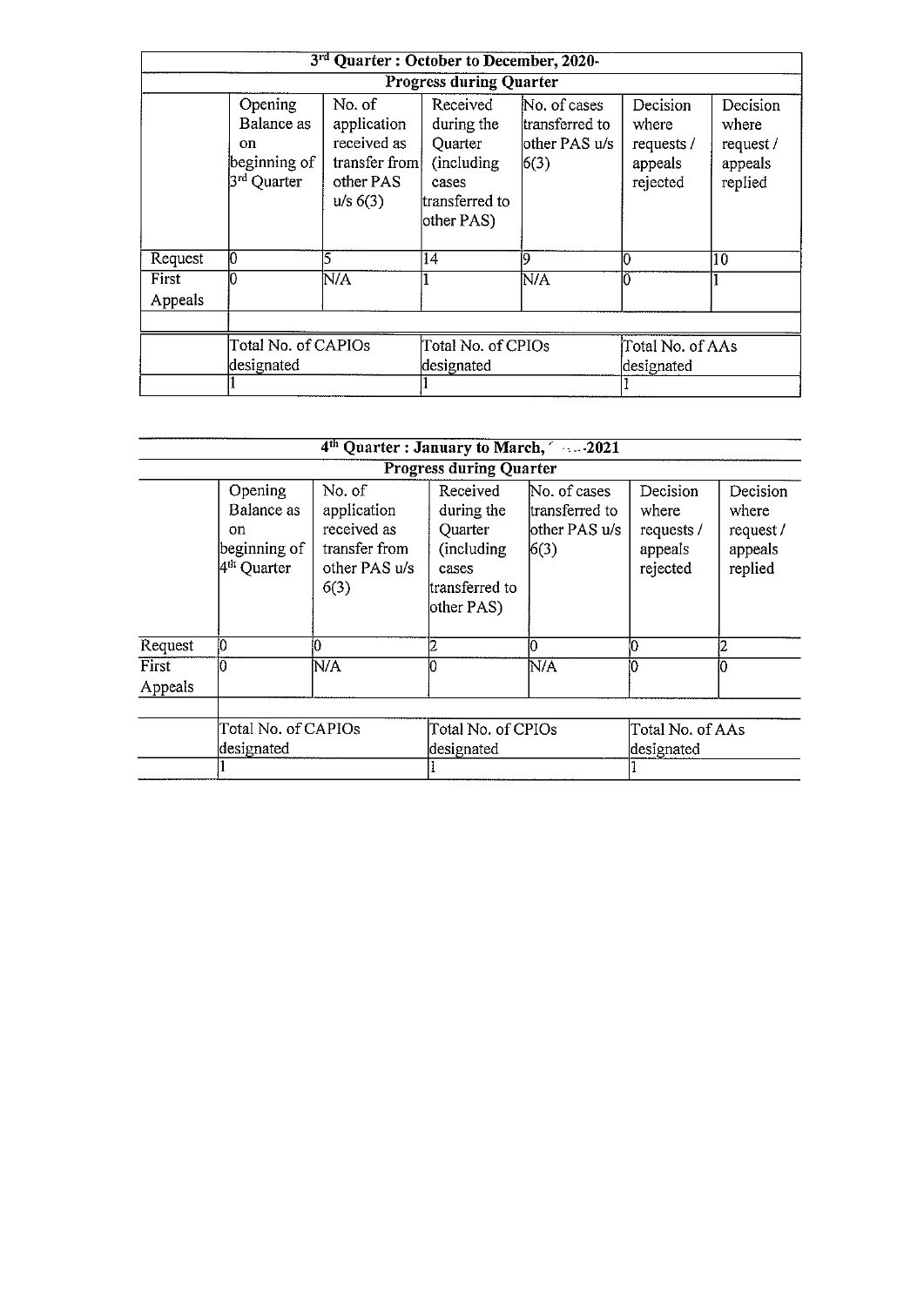| 3rd Quarter : October to December, 2020- | | | | | | |
|---|---|---|---|---|---|---|
| **Progress during Quarter** | | | | | | |
| | Opening Balance as on beginning of 3rd Quarter | No. of application received as transfer from other PAS u/s 6(3) | Received during the Quarter (including cases transferred to other PAS) | No. of cases transferred to other PAS u/s 6(3) | Decision where requests / appeals rejected | Decision where request / appeals replied |
| Request | 0 | 5 | 14 | 9 | 0 | 10 |
| First Appeals | 0 | N/A | 1 | N/A | 0 | 1 |
| | | | | | | |
| | Total No. of CAPIOs designated | | Total No. of CPIOs designated | | Total No. of AAs designated | |
| | 1 | | 1 | | 1 | |

| 4th Quarter : January to March, 2021 | | | | | | |
|---|---|---|---|---|---|---|
| **Progress during Quarter** | | | | | | |
| | Opening Balance as on beginning of 4th Quarter | No. of application received as transfer from other PAS u/s 6(3) | Received during the Quarter (including cases transferred to other PAS) | No. of cases transferred to other PAS u/s 6(3) | Decision where requests / appeals rejected | Decision where request / appeals replied |
| Request | 0 | 0 | 2 | 0 | 0 | 2 |
| First Appeals | 0 | N/A | 0 | N/A | 0 | 0 |
| | | | | | | |
| | Total No. of CAPIOs designated | | Total No. of CPIOs designated | | Total No. of AAs designated | |
| | 1 | | 1 | | 1 | |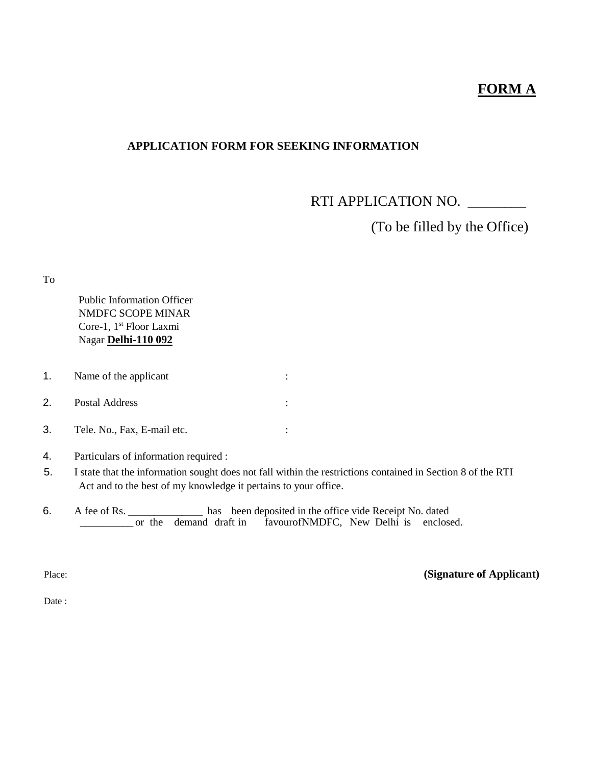**FORM A**

**APPLICATION FORM FOR SEEKING INFORMATION**

RTI APPLICATION NO. ________

(To be filled by the Office)

To

Public Information Officer
NMDFC SCOPE MINAR
Core-1, 1st Floor Laxmi
Nagar **Delhi-110 092**

1. Name of the applicant :
2. Postal Address :
3. Tele. No., Fax, E-mail etc. :
4. Particulars of information required :
5. I state that the information sought does not fall within the restrictions contained in Section 8 of the RTI Act and to the best of my knowledge it pertains to your office.
6. A fee of Rs. ______________ has been deposited in the office vide Receipt No. dated __________ or the demand draft in favourofNMDFC, New Delhi is enclosed.

Place:

**(Signature of Applicant)**

Date :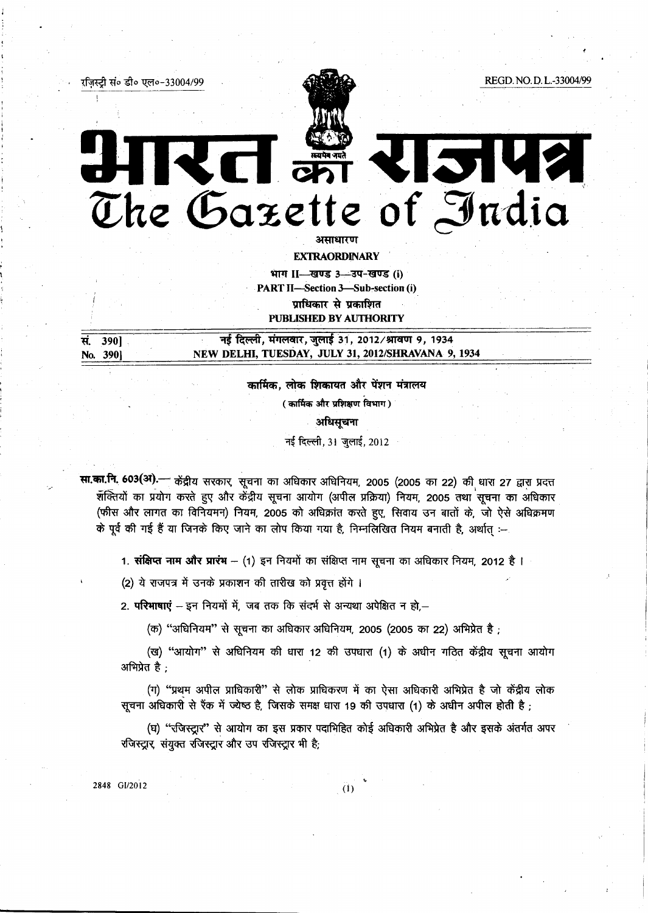रजिस्ट्री सं० डी० एल०-33004/99 REGD. NO. D. L.-33004/99

# भारत का राजपत्र
# The Gazette of India

असाधारण

**EXTRAORDINARY**

भाग II—खण्ड 3—उप-खण्ड (i)

**PART II—Section 3—Sub-section (i)**

प्राधिकार से प्रकाशित

**PUBLISHED BY AUTHORITY**

| | |
|---|---|
| सं. 390] | नई दिल्ली, मंगलवार, जुलाई 31, 2012/श्रावण 9, 1934 |
| No. 390] | NEW DELHI, TUESDAY, JULY 31, 2012/SHRAVANA 9, 1934 |

**कार्मिक, लोक शिकायत और पेंशन मंत्रालय**

**(कार्मिक और प्रशिक्षण विभाग)**

**अधिसूचना**

नई दिल्ली, 31 जुलाई, 2012

**सा.का.नि. 603(अ).**— केंद्रीय सरकार, सूचना का अधिकार अधिनियम, 2005 (2005 का 22) की धारा 27 द्वारा प्रदत्त शक्तियों का प्रयोग करते हुए और केंद्रीय सूचना आयोग (अपील प्रक्रिया) नियम, 2005 तथा सूचना का अधिकार (फीस और लागत का विनियमन) नियम, 2005 को अधिक्रांत करते हुए, सिवाय उन बातों के, जो ऐसे अधिक्रमण के पूर्व की गई हैं या जिनके किए जाने का लोप किया गया है, निम्नलिखित नियम बनाती है, अर्थात् :—

1. **संक्षिप्त नाम और प्रारंभ** – (1) इन नियमों का संक्षिप्त नाम सूचना का अधिकार नियम, 2012 है ।

(2) ये राजपत्र में उनके प्रकाशन की तारीख को प्रवृत्त होंगे ।

2. **परिभाषाएं** – इन नियमों में, जब तक कि संदर्भ से अन्यथा अपेक्षित न हो,—

(क) "अधिनियम" से सूचना का अधिकार अधिनियम, 2005 (2005 का 22) अभिप्रेत है ;

(ख) "आयोग" से अधिनियम की धारा 12 की उपधारा (1) के अधीन गठित केंद्रीय सूचना आयोग अभिप्रेत है ;

(ग) "प्रथम अपील प्राधिकारी" से लोक प्राधिकरण में का ऐसा अधिकारी अभिप्रेत है जो केंद्रीय लोक सूचना अधिकारी से रैंक में ज्येष्ठ है, जिसके समक्ष धारा 19 की उपधारा (1) के अधीन अपील होती है ;

(घ) "रजिस्ट्रार" से आयोग का इस प्रकार पदाभिहित कोई अधिकारी अभिप्रेत है और इसके अंतर्गत अपर रजिस्ट्रार, संयुक्त रजिस्ट्रार और उप रजिस्ट्रार भी है;

2848 GI/2012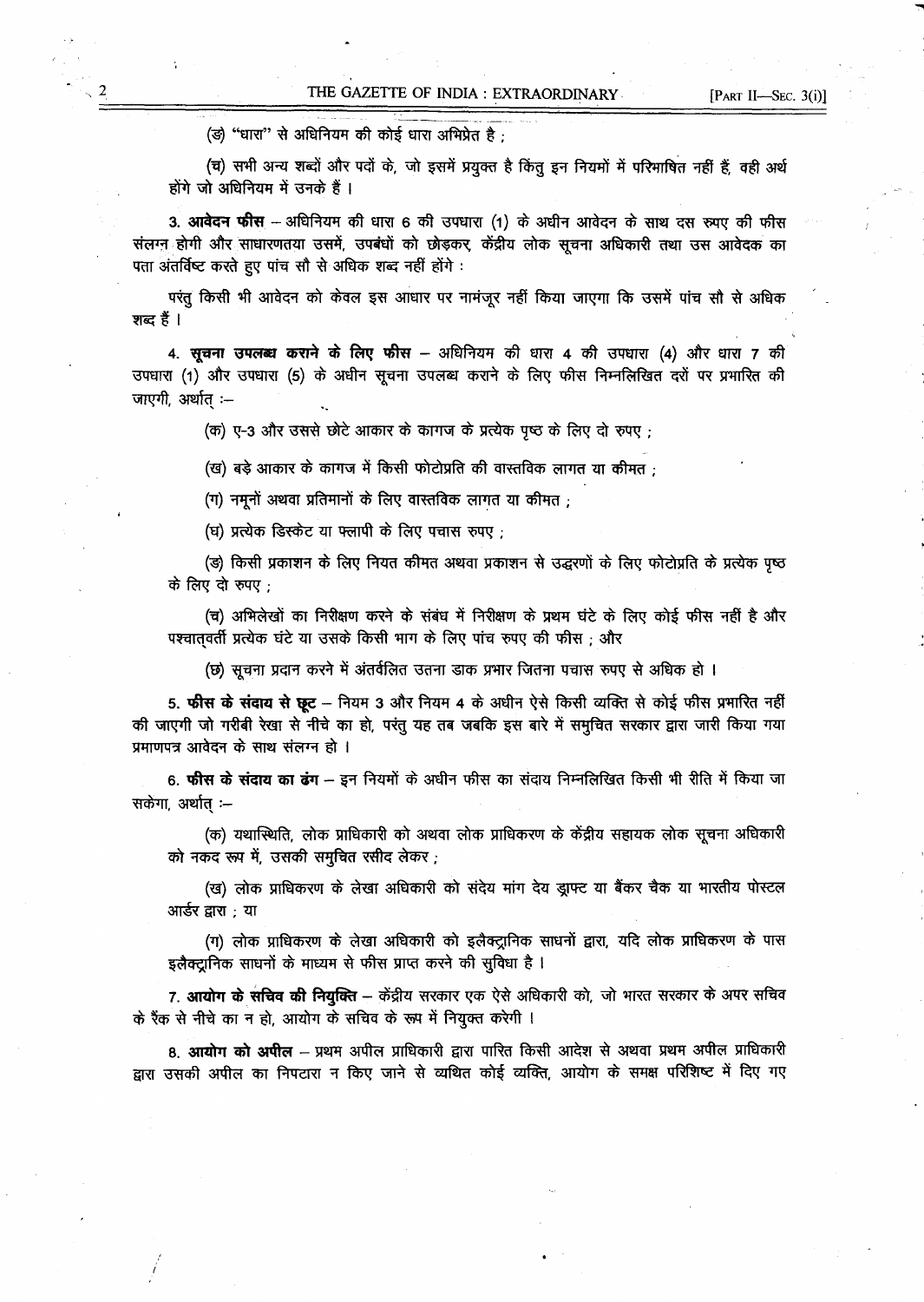(ङ) "धारा" से अधिनियम की कोई धारा अभिप्रेत है ;

(च) सभी अन्य शब्दों और पदों के, जो इसमें प्रयुक्त है किंतु इन नियमों में परिभाषित नहीं हैं, वही अर्थ होंगे जो अधिनियम में उनके हैं ।

**3. आवेदन फीस** – अधिनियम की धारा 6 की उपधारा (1) के अधीन आवेदन के साथ दस रुपए की फीस संलग्न होगी और साधारणतया उसमें, उपबंधों को छोड़कर, केंद्रीय लोक सूचना अधिकारी तथा उस आवेदक का पता अंतर्विष्ट करते हुए पांच सौ से अधिक शब्द नहीं होंगे :

परंतु किसी भी आवेदन को केवल इस आधार पर नामंजूर नहीं किया जाएगा कि उसमें पांच सौ से अधिक शब्द हैं ।

**4. सूचना उपलब्ध कराने के लिए फीस** – अधिनियम की धारा 4 की उपधारा (4) और धारा 7 की उपधारा (1) और उपधारा (5) के अधीन सूचना उपलब्ध कराने के लिए फीस निम्नलिखित दरों पर प्रभारित की जाएगी, अर्थात् :–

(क) ए-3 और उससे छोटे आकार के कागज के प्रत्येक पृष्ठ के लिए दो रुपए ;

(ख) बड़े आकार के कागज में किसी फोटोप्रति की वास्तविक लागत या कीमत ;

(ग) नमूनों अथवा प्रतिमानों के लिए वास्तविक लागत या कीमत ;

(घ) प्रत्येक डिस्केट या फ्लापी के लिए पचास रुपए ;

(ङ) किसी प्रकाशन के लिए नियत कीमत अथवा प्रकाशन से उद्धरणों के लिए फोटोप्रति के प्रत्येक पृष्ठ के लिए दो रुपए ;

(च) अभिलेखों का निरीक्षण करने के संबंध में निरीक्षण के प्रथम घंटे के लिए कोई फीस नहीं है और पश्चात्वर्ती प्रत्येक घंटे या उसके किसी भाग के लिए पांच रुपए की फीस ; और

(छ) सूचना प्रदान करने में अंतर्वलित उतना डाक प्रभार जितना पचास रुपए से अधिक हो ।

**5. फीस के संदाय से छूट** – नियम 3 और नियम 4 के अधीन ऐसे किसी व्यक्ति से कोई फीस प्रभारित नहीं की जाएगी जो गरीबी रेखा से नीचे का हो, परंतु यह तब जबकि इस बारे में समुचित सरकार द्वारा जारी किया गया प्रमाणपत्र आवेदन के साथ संलग्न हो ।

**6. फीस के संदाय का ढंग** – इन नियमों के अधीन फीस का संदाय निम्नलिखित किसी भी रीति में किया जा सकेगा, अर्थात् :–

(क) यथास्थिति, लोक प्राधिकारी को अथवा लोक प्राधिकरण के केंद्रीय सहायक लोक सूचना अधिकारी को नकद रूप में, उसकी समुचित रसीद लेकर ;

(ख) लोक प्राधिकरण के लेखा अधिकारी को संदेय मांग देय ड्राफ्ट या बैंकर चैक या भारतीय पोस्टल आर्डर द्वारा ; या

(ग) लोक प्राधिकरण के लेखा अधिकारी को इलैक्ट्रानिक साधनों द्वारा, यदि लोक प्राधिकरण के पास इलैक्ट्रानिक साधनों के माध्यम से फीस प्राप्त करने की सुविधा है ।

**7. आयोग के सचिव की नियुक्ति** – केंद्रीय सरकार एक ऐसे अधिकारी को, जो भारत सरकार के अपर सचिव के रैंक से नीचे का न हो, आयोग के सचिव के रूप में नियुक्त करेगी ।

**8. आयोग को अपील** – प्रथम अपील प्राधिकारी द्वारा पारित किसी आदेश से अथवा प्रथम अपील प्राधिकारी द्वारा उसकी अपील का निपटारा न किए जाने से व्यथित कोई व्यक्ति, आयोग के समक्ष परिशिष्ट में दिए गए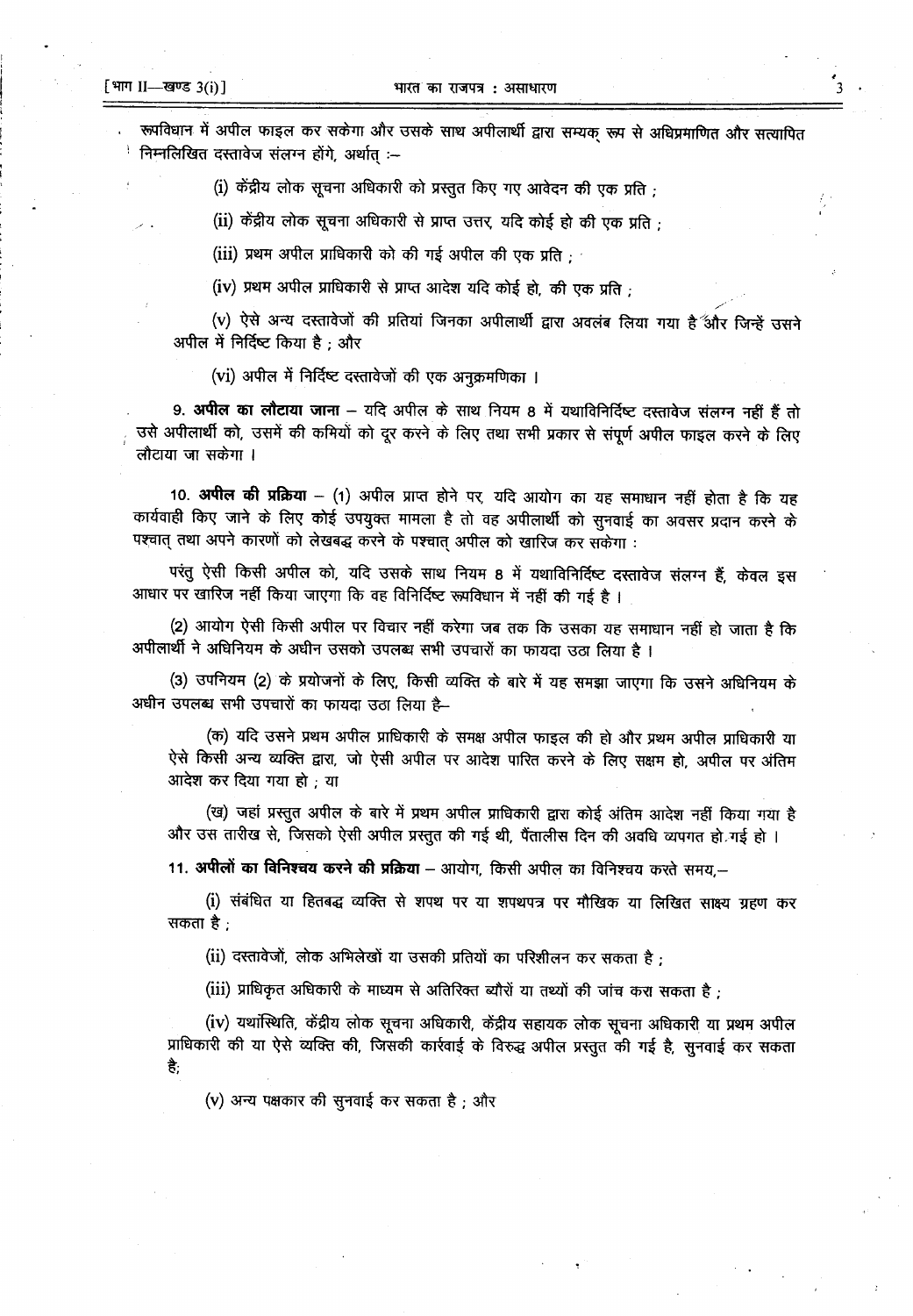रूपविधान में अपील फाइल कर सकेगा और उसके साथ अपीलार्थी द्वारा सम्यक् रूप से अधिप्रमाणित और सत्यापित निम्नलिखित दस्तावेज संलग्न होंगे, अर्थात् :–

(i) केंद्रीय लोक सूचना अधिकारी को प्रस्तुत किए गए आवेदन की एक प्रति ;

(ii) केंद्रीय लोक सूचना अधिकारी से प्राप्त उत्तर, यदि कोई हो की एक प्रति ;

(iii) प्रथम अपील प्राधिकारी को की गई अपील की एक प्रति ;

(iv) प्रथम अपील प्राधिकारी से प्राप्त आदेश यदि कोई हो, की एक प्रति ;

(v) ऐसे अन्य दस्तावेजों की प्रतियां जिनका अपीलार्थी द्वारा अवलंब लिया गया है और जिन्हें उसने अपील में निर्दिष्ट किया है ; और

(vi) अपील में निर्दिष्ट दस्तावेजों की एक अनुक्रमणिका ।

9. **अपील का लौटाया जाना** – यदि अपील के साथ नियम 8 में यथाविनिर्दिष्ट दस्तावेज संलग्न नहीं हैं तो उसे अपीलार्थी को, उसमें की कमियों को दूर करने के लिए तथा सभी प्रकार से संपूर्ण अपील फाइल करने के लिए लौटाया जा सकेगा ।

10. **अपील की प्रक्रिया** – (1) अपील प्राप्त होने पर, यदि आयोग का यह समाधान नहीं होता है कि यह कार्यवाही किए जाने के लिए कोई उपयुक्त मामला है तो वह अपीलार्थी को सुनवाई का अवसर प्रदान करने के पश्चात् तथा अपने कारणों को लेखबद्ध करने के पश्चात् अपील को खारिज कर सकेगा :

परंतु ऐसी किसी अपील को, यदि उसके साथ नियम 8 में यथाविनिर्दिष्ट दस्तावेज संलग्न हैं, केवल इस आधार पर खारिज नहीं किया जाएगा कि वह विनिर्दिष्ट रूपविधान में नहीं की गई है ।

(2) आयोग ऐसी किसी अपील पर विचार नहीं करेगा जब तक कि उसका यह समाधान नहीं हो जाता है कि अपीलार्थी ने अधिनियम के अधीन उसको उपलब्ध सभी उपचारों का फायदा उठा लिया है ।

(3) उपनियम (2) के प्रयोजनों के लिए, किसी व्यक्ति के बारे में यह समझा जाएगा कि उसने अधिनियम के अधीन उपलब्ध सभी उपचारों का फायदा उठा लिया है–

(क) यदि उसने प्रथम अपील प्राधिकारी के समक्ष अपील फाइल की हो और प्रथम अपील प्राधिकारी या ऐसे किसी अन्य व्यक्ति द्वारा, जो ऐसी अपील पर आदेश पारित करने के लिए सक्षम हो, अपील पर अंतिम आदेश कर दिया गया हो ; या

(ख) जहां प्रस्तुत अपील के बारे में प्रथम अपील प्राधिकारी द्वारा कोई अंतिम आदेश नहीं किया गया है और उस तारीख से, जिसको ऐसी अपील प्रस्तुत की गई थी, पैंतालीस दिन की अवधि व्यपगत हो गई हो ।

11. **अपीलों का विनिश्चय करने की प्रक्रिया** – आयोग, किसी अपील का विनिश्चय करते समय,–

(i) संबंधित या हितबद्ध व्यक्ति से शपथ पर या शपथपत्र पर मौखिक या लिखित साक्ष्य ग्रहण कर सकता है ;

(ii) दस्तावेजों, लोक अभिलेखों या उसकी प्रतियों का परिशीलन कर सकता है ;

(iii) प्राधिकृत अधिकारी के माध्यम से अतिरिक्त ब्यौरों या तथ्यों की जांच करा सकता है ;

(iv) यथास्थिति, केंद्रीय लोक सूचना अधिकारी, केंद्रीय सहायक लोक सूचना अधिकारी या प्रथम अपील प्राधिकारी की या ऐसे व्यक्ति की, जिसकी कार्रवाई के विरुद्ध अपील प्रस्तुत की गई है, सुनवाई कर सकता है;

(v) अन्य पक्षकार की सुनवाई कर सकता है ; और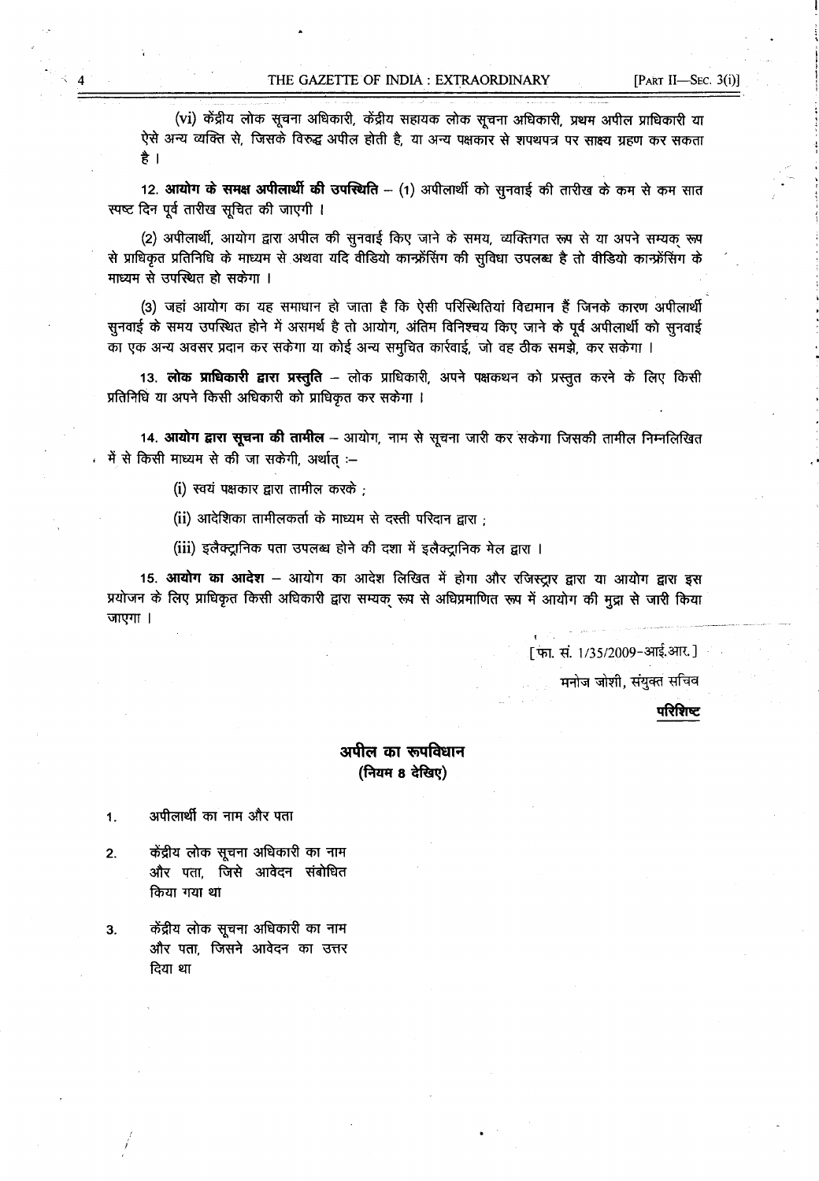(vi) केंद्रीय लोक सूचना अधिकारी, केंद्रीय सहायक लोक सूचना अधिकारी, प्रथम अपील प्राधिकारी या ऐसे अन्य व्यक्ति से, जिसके विरुद्ध अपील होती है, या अन्य पक्षकार से शपथपत्र पर साक्ष्य ग्रहण कर सकता है ।

12. **आयोग के समक्ष अपीलार्थी की उपस्थिति** – (1) अपीलार्थी को सुनवाई की तारीख के कम से कम सात स्पष्ट दिन पूर्व तारीख सूचित की जाएगी ।

(2) अपीलार्थी, आयोग द्वारा अपील की सुनवाई किए जाने के समय, व्यक्तिगत रूप से या अपने सम्यक् रूप से प्राधिकृत प्रतिनिधि के माध्यम से अथवा यदि वीडियो कान्फ्रेंसिंग की सुविधा उपलब्ध है तो वीडियो कान्फ्रेंसिंग के माध्यम से उपस्थित हो सकेगा ।

(3) जहां आयोग का यह समाधान हो जाता है कि ऐसी परिस्थितियां विद्यमान हैं जिनके कारण अपीलार्थी सुनवाई के समय उपस्थित होने में असमर्थ है तो आयोग, अंतिम विनिश्चय किए जाने के पूर्व अपीलार्थी को सुनवाई का एक अन्य अवसर प्रदान कर सकेगा या कोई अन्य समुचित कार्रवाई, जो वह ठीक समझे, कर सकेगा ।

13. **लोक प्राधिकारी द्वारा प्रस्तुति** – लोक प्राधिकारी, अपने पक्षकथन को प्रस्तुत करने के लिए किसी प्रतिनिधि या अपने किसी अधिकारी को प्राधिकृत कर सकेगा ।

14. **आयोग द्वारा सूचना की तामील** – आयोग, नाम से सूचना जारी कर सकेगा जिसकी तामील निम्नलिखित में से किसी माध्यम से की जा सकेगी, अर्थात् :–

(i) स्वयं पक्षकार द्वारा तामील करके ;

(ii) आदेशिका तामीलकर्ता के माध्यम से दस्ती परिदान द्वारा ;

(iii) इलैक्ट्रानिक पता उपलब्ध होने की दशा में इलैक्ट्रानिक मेल द्वारा ।

15. **आयोग का आदेश** – आयोग का आदेश लिखित में होगा और रजिस्ट्रार द्वारा या आयोग द्वारा इस प्रयोजन के लिए प्राधिकृत किसी अधिकारी द्वारा सम्यक् रूप से अधिप्रमाणित रूप में आयोग की मुद्रा से जारी किया जाएगा ।

[फा. सं. 1/35/2009-आई.आर.]

मनोज जोशी, संयुक्त सचिव

**परिशिष्ट**

## अपील का रूपविधान
### (नियम 8 देखिए)

1. अपीलार्थी का नाम और पता

2. केंद्रीय लोक सूचना अधिकारी का नाम और पता, जिसे आवेदन संबोधित किया गया था

3. केंद्रीय लोक सूचना अधिकारी का नाम और पता, जिसने आवेदन का उत्तर दिया था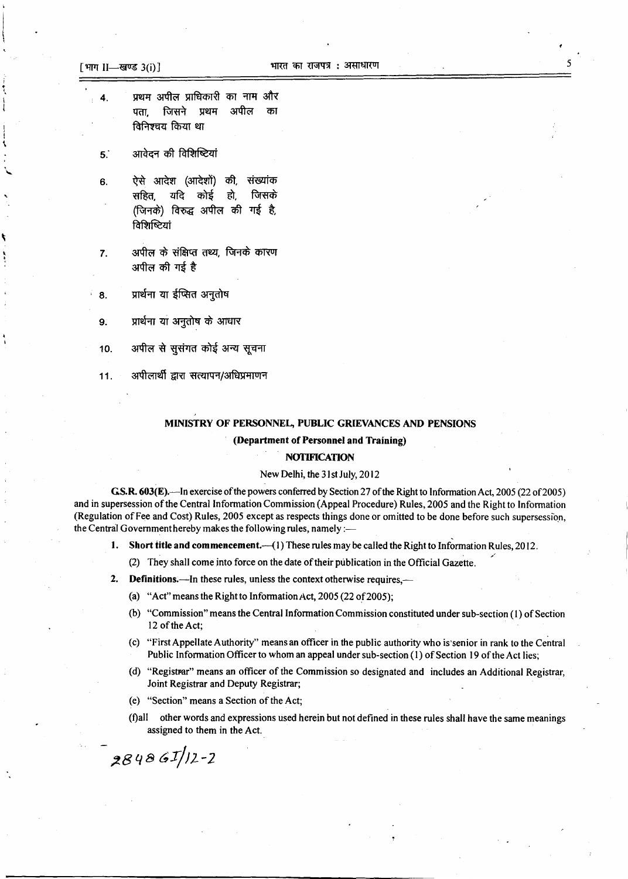4. प्रथम अपील प्राधिकारी का नाम और पता, जिसने प्रथम अपील का विनिश्चय किया था

5. आवेदन की विशिष्टियां

6. ऐसे आदेश (आदेशों) की, संख्यांक सहित, यदि कोई हो, जिसके (जिनके) विरुद्ध अपील की गई है, विशिष्टियां

7. अपील के संक्षिप्त तथ्य, जिनके कारण अपील की गई है

8. प्रार्थना या ईप्सित अनुतोष

9. प्रार्थना या अनुतोष के आधार

10. अपील से सुसंगत कोई अन्य सूचना

11. अपीलार्थी द्वारा सत्यापन/अधिप्रमाणन

## MINISTRY OF PERSONNEL, PUBLIC GRIEVANCES AND PENSIONS

### (Department of Personnel and Training)

### NOTIFICATION

New Delhi, the 31st July, 2012

**G.S.R. 603(E).**—In exercise of the powers conferred by Section 27 of the Right to Information Act, 2005 (22 of 2005) and in supersession of the Central Information Commission (Appeal Procedure) Rules, 2005 and the Right to Information (Regulation of Fee and Cost) Rules, 2005 except as respects things done or omitted to be done before such supersession, the Central Government hereby makes the following rules, namely :—

1. **Short title and commencement.**—(1) These rules may be called the Right to Information Rules, 2012.

   (2) They shall come into force on the date of their publication in the Official Gazette.

2. **Definitions.**—In these rules, unless the context otherwise requires,—

   (a) "Act" means the Right to Information Act, 2005 (22 of 2005);

   (b) "Commission" means the Central Information Commission constituted under sub-section (1) of Section 12 of the Act;

   (c) "First Appellate Authority" means an officer in the public authority who is senior in rank to the Central Public Information Officer to whom an appeal under sub-section (1) of Section 19 of the Act lies;

   (d) "Registrar" means an officer of the Commission so designated and includes an Additional Registrar, Joint Registrar and Deputy Registrar;

   (e) "Section" means a Section of the Act;

   (f) all other words and expressions used herein but not defined in these rules shall have the same meanings assigned to them in the Act.

2848 GI/12-2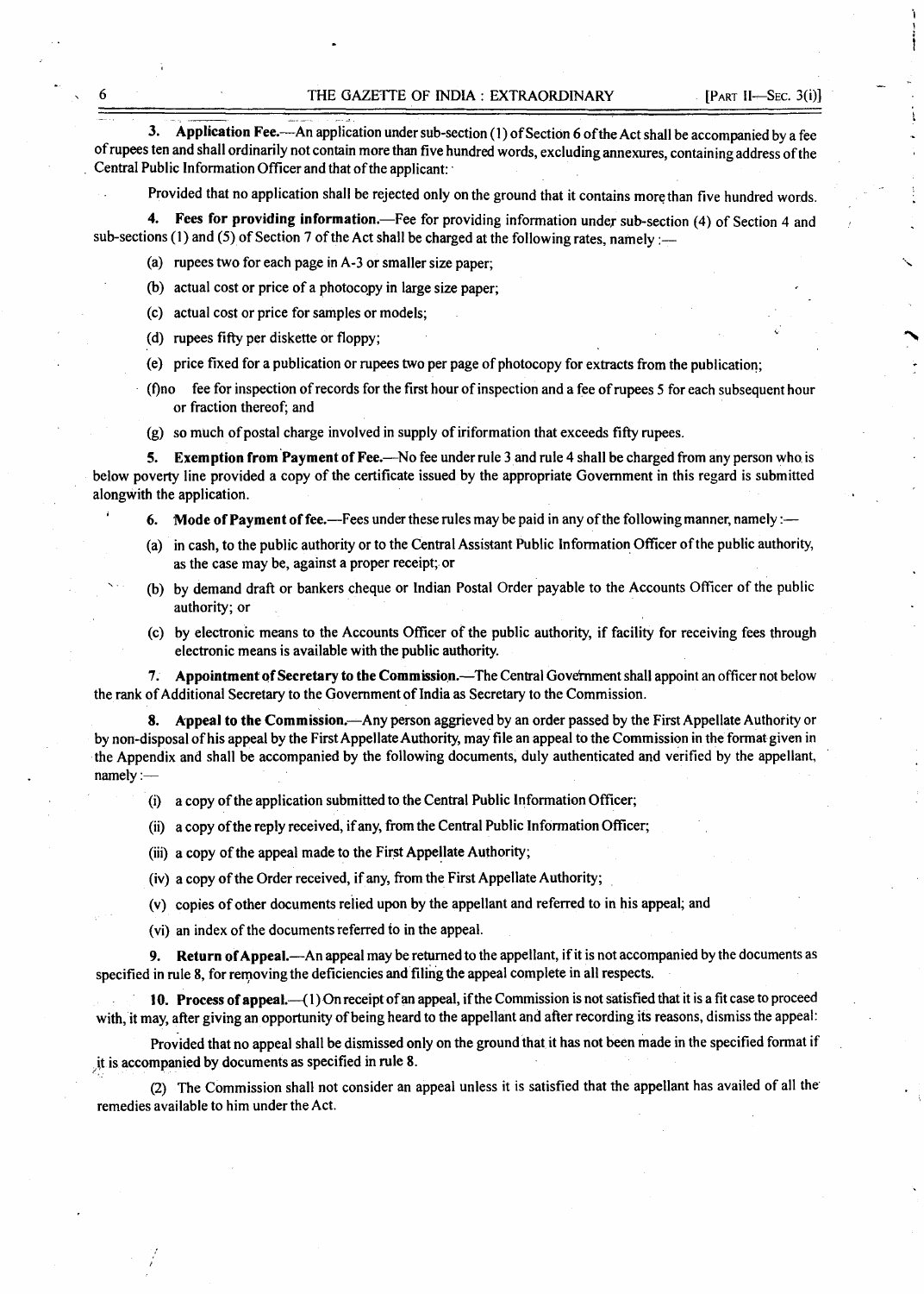**3. Application Fee.**—An application under sub-section (1) of Section 6 of the Act shall be accompanied by a fee of rupees ten and shall ordinarily not contain more than five hundred words, excluding annexures, containing address of the Central Public Information Officer and that of the applicant:

Provided that no application shall be rejected only on the ground that it contains more than five hundred words.

**4. Fees for providing information.**—Fee for providing information under sub-section (4) of Section 4 and sub-sections (1) and (5) of Section 7 of the Act shall be charged at the following rates, namely :—

(a) rupees two for each page in A-3 or smaller size paper;

(b) actual cost or price of a photocopy in large size paper;

(c) actual cost or price for samples or models;

(d) rupees fifty per diskette or floppy;

(e) price fixed for a publication or rupees two per page of photocopy for extracts from the publication;

(f) no fee for inspection of records for the first hour of inspection and a fee of rupees 5 for each subsequent hour or fraction thereof; and

(g) so much of postal charge involved in supply of information that exceeds fifty rupees.

**5. Exemption from Payment of Fee.**—No fee under rule 3 and rule 4 shall be charged from any person who is below poverty line provided a copy of the certificate issued by the appropriate Government in this regard is submitted alongwith the application.

**6. Mode of Payment of fee.**—Fees under these rules may be paid in any of the following manner, namely :—

(a) in cash, to the public authority or to the Central Assistant Public Information Officer of the public authority, as the case may be, against a proper receipt; or

(b) by demand draft or bankers cheque or Indian Postal Order payable to the Accounts Officer of the public authority; or

(c) by electronic means to the Accounts Officer of the public authority, if facility for receiving fees through electronic means is available with the public authority.

**7. Appointment of Secretary to the Commission.**—The Central Government shall appoint an officer not below the rank of Additional Secretary to the Government of India as Secretary to the Commission.

**8. Appeal to the Commission.**—Any person aggrieved by an order passed by the First Appellate Authority or by non-disposal of his appeal by the First Appellate Authority, may file an appeal to the Commission in the format given in the Appendix and shall be accompanied by the following documents, duly authenticated and verified by the appellant, namely :—

(i) a copy of the application submitted to the Central Public Information Officer;

(ii) a copy of the reply received, if any, from the Central Public Information Officer;

(iii) a copy of the appeal made to the First Appellate Authority;

(iv) a copy of the Order received, if any, from the First Appellate Authority;

(v) copies of other documents relied upon by the appellant and referred to in his appeal; and

(vi) an index of the documents referred to in the appeal.

**9. Return of Appeal.**—An appeal may be returned to the appellant, if it is not accompanied by the documents as specified in rule 8, for removing the deficiencies and filing the appeal complete in all respects.

**10. Process of appeal.**—(1) On receipt of an appeal, if the Commission is not satisfied that it is a fit case to proceed with, it may, after giving an opportunity of being heard to the appellant and after recording its reasons, dismiss the appeal:

Provided that no appeal shall be dismissed only on the ground that it has not been made in the specified format if it is accompanied by documents as specified in rule 8.

(2) The Commission shall not consider an appeal unless it is satisfied that the appellant has availed of all the remedies available to him under the Act.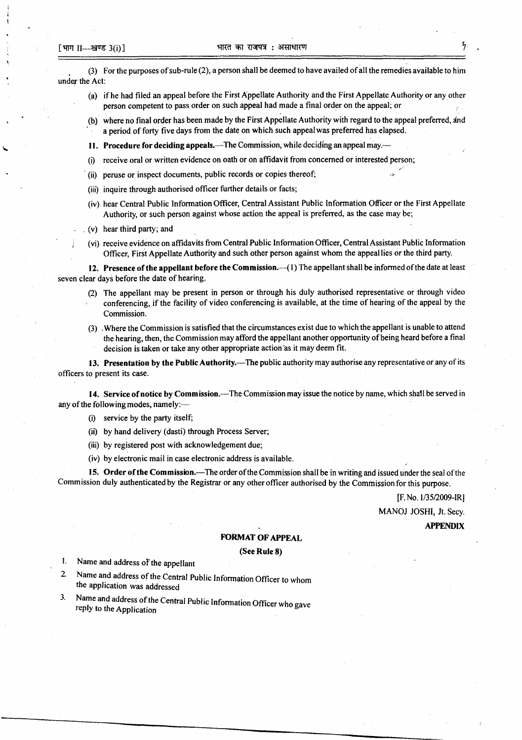(3) For the purposes of sub-rule (2), a person shall be deemed to have availed of all the remedies available to him under the Act:

(a) if he had filed an appeal before the First Appellate Authority and the First Appellate Authority or any other person competent to pass order on such appeal had made a final order on the appeal; or

(b) where no final order has been made by the First Appellate Authority with regard to the appeal preferred, and a period of forty five days from the date on which such appeal was preferred has elapsed.

**11. Procedure for deciding appeals.**—The Commission, while deciding an appeal may.—

(i) receive oral or written evidence on oath or on affidavit from concerned or interested person;

(ii) peruse or inspect documents, public records or copies thereof;

(iii) inquire through authorised officer further details or facts;

(iv) hear Central Public Information Officer, Central Assistant Public Information Officer or the First Appellate Authority, or such person against whose action the appeal is preferred, as the case may be;

(v) hear third party; and

(vi) receive evidence on affidavits from Central Public Information Officer, Central Assistant Public Information Officer, First Appellate Authority and such other person against whom the appeal lies or the third party.

**12. Presence of the appellant before the Commission.**—(1) The appellant shall be informed of the date at least seven clear days before the date of hearing.

(2) The appellant may be present in person or through his duly authorised representative or through video conferencing, if the facility of video conferencing is available, at the time of hearing of the appeal by the Commission.

(3) Where the Commission is satisfied that the circumstances exist due to which the appellant is unable to attend the hearing, then, the Commission may afford the appellant another opportunity of being heard before a final decision is taken or take any other appropriate action as it may deem fit.

**13. Presentation by the Public Authority.**—The public authority may authorise any representative or any of its officers to present its case.

**14. Service of notice by Commission.**—The Commission may issue the notice by name, which shall be served in any of the following modes, namely:—

(i) service by the party itself;

(ii) by hand delivery (dasti) through Process Server;

(iii) by registered post with acknowledgement due;

(iv) by electronic mail in case electronic address is available.

**15. Order of the Commission.**—The order of the Commission shall be in writing and issued under the seal of the Commission duly authenticated by the Registrar or any other officer authorised by the Commission for this purpose.

[F. No. 1/35/2009-IR]

MANOJ JOSHI, Jt. Secy.

**APPENDIX**

**FORMAT OF APPEAL**

**(See Rule 8)**

1. Name and address of the appellant
2. Name and address of the Central Public Information Officer to whom the application was addressed
3. Name and address of the Central Public Information Officer who gave reply to the Application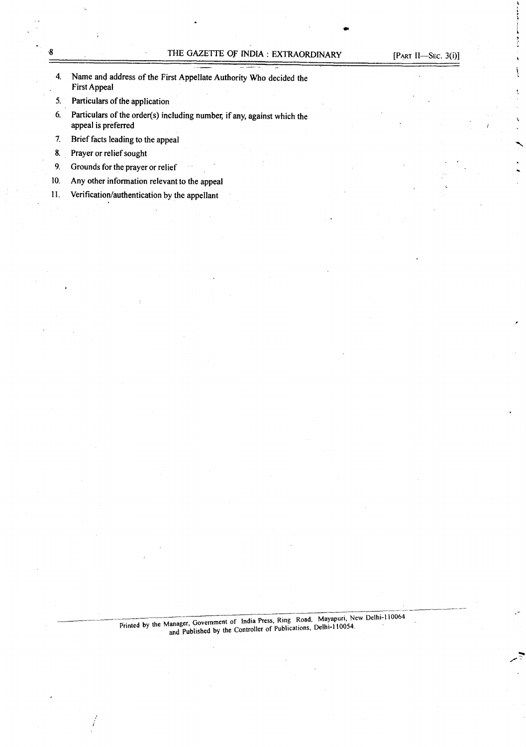4. Name and address of the First Appellate Authority Who decided the First Appeal
5. Particulars of the application
6. Particulars of the order(s) including number, if any, against which the appeal is preferred
7. Brief facts leading to the appeal
8. Prayer or relief sought
9. Grounds for the prayer or relief
10. Any other information relevant to the appeal
11. Verification/authentication by the appellant

Printed by the Manager, Government of India Press, Ring Road, Mayapuri, New Delhi-110064
and Published by the Controller of Publications, Delhi-110054.